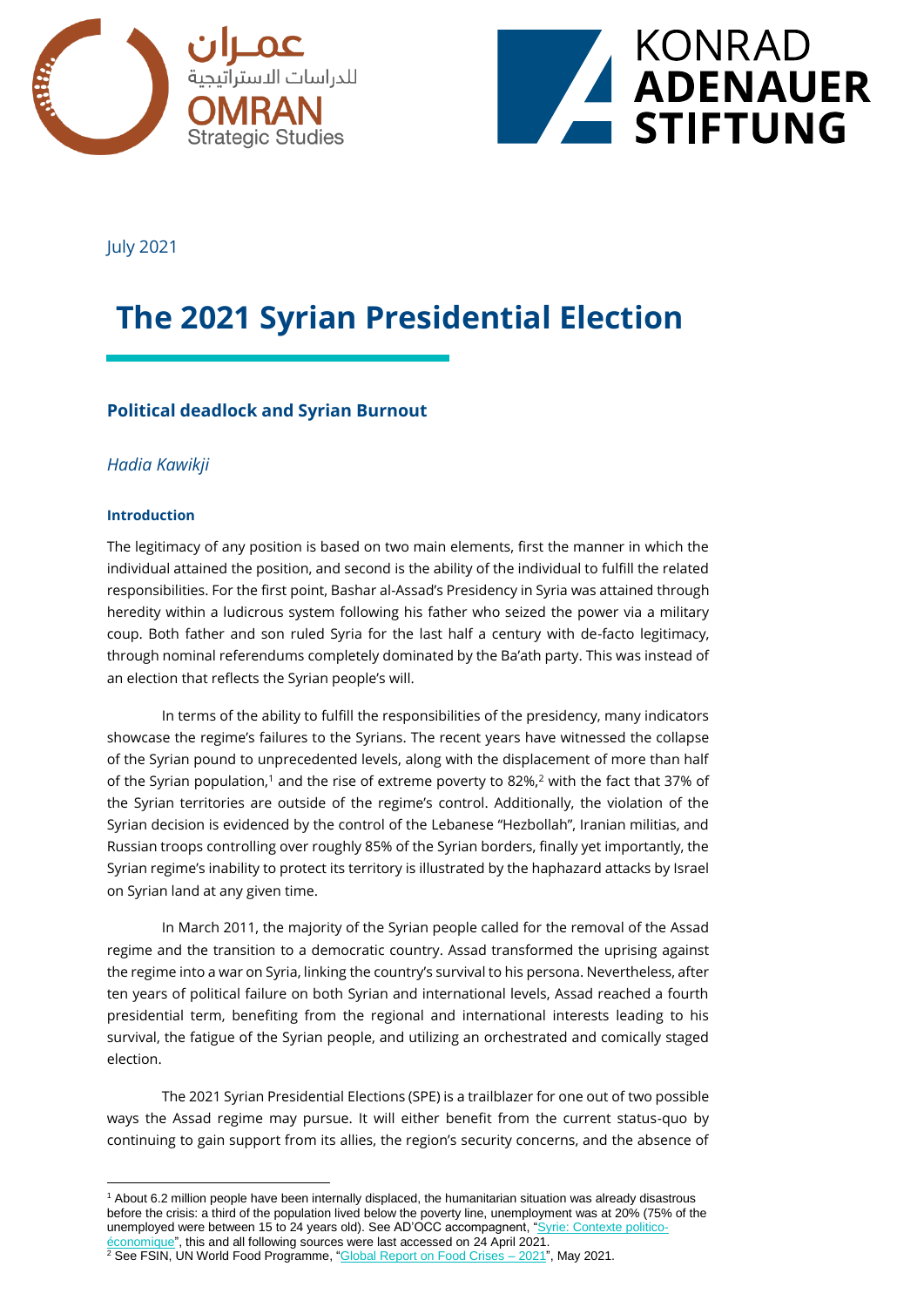July 2021

# The 2021 Syrian Presidential Election

## Political deadlock and Syrian Burnout

*Hadia Kawikji*

### Introduction

The legitimacy of any position is based on two main elements, first the manner in which the individual attained the position, and second is the ability of the individual to fulfill the related responsibilities. For the first point, Bashar al-Assad's Presidency in Syria was attained through heredity within a ludicrous system following his father who seized the power via a military coup. Both father and son ruled Syria for the last half a century with de-facto legitimacy, through nominal referendums completely dominated by the Ba'ath party. This was instead of an election that reflects the Syrian people's will.

In terms of the ability to fulfill the responsibilities of the presidency, many indicators showcase the regime's failures to the Syrians. The recent years have witnessed the collapse of the Syrian pound to unprecedented levels, along with the displacement of more than half of the Syrian population,[1] and the rise of extreme poverty to 82%,[2] with the fact that 37% of the Syrian territories are outside of the regime's control. Additionally, the violation of the Syrian decision is evidenced by the control of the Lebanese "Hezbollah", Iranian militias, and Russian troops controlling over roughly 85% of the Syrian borders, finally yet importantly, the Syrian regime's inability to protect its territory is illustrated by the haphazard attacks by Israel on Syrian land at any given time.

In March 2011, the majority of the Syrian people called for the removal of the Assad regime and the transition to a democratic country. Assad transformed the uprising against the regime into a war on Syria, linking the country's survival to his persona. Nevertheless, after ten years of political failure on both Syrian and international levels, Assad reached a fourth presidential term, benefiting from the regional and international interests leading to his survival, the fatigue of the Syrian people, and utilizing an orchestrated and comically staged election.

The 2021 Syrian Presidential Elections (SPE) is a trailblazer for one out of two possible ways the Assad regime may pursue. It will either benefit from the current status-quo by continuing to gain support from its allies, the region's security concerns, and the absence of

---

[1] About 6.2 million people have been internally displaced, the humanitarian situation was already disastrous before the crisis: a third of the population lived below the poverty line, unemployment was at 20% (75% of the unemployed were between 15 to 24 years old). See AD'OCC accompagnent, "Syrie: Contexte politico-économique", this and all following sources were last accessed on 24 April 2021.

[2] See FSIN, UN World Food Programme, "Global Report on Food Crises – 2021", May 2021.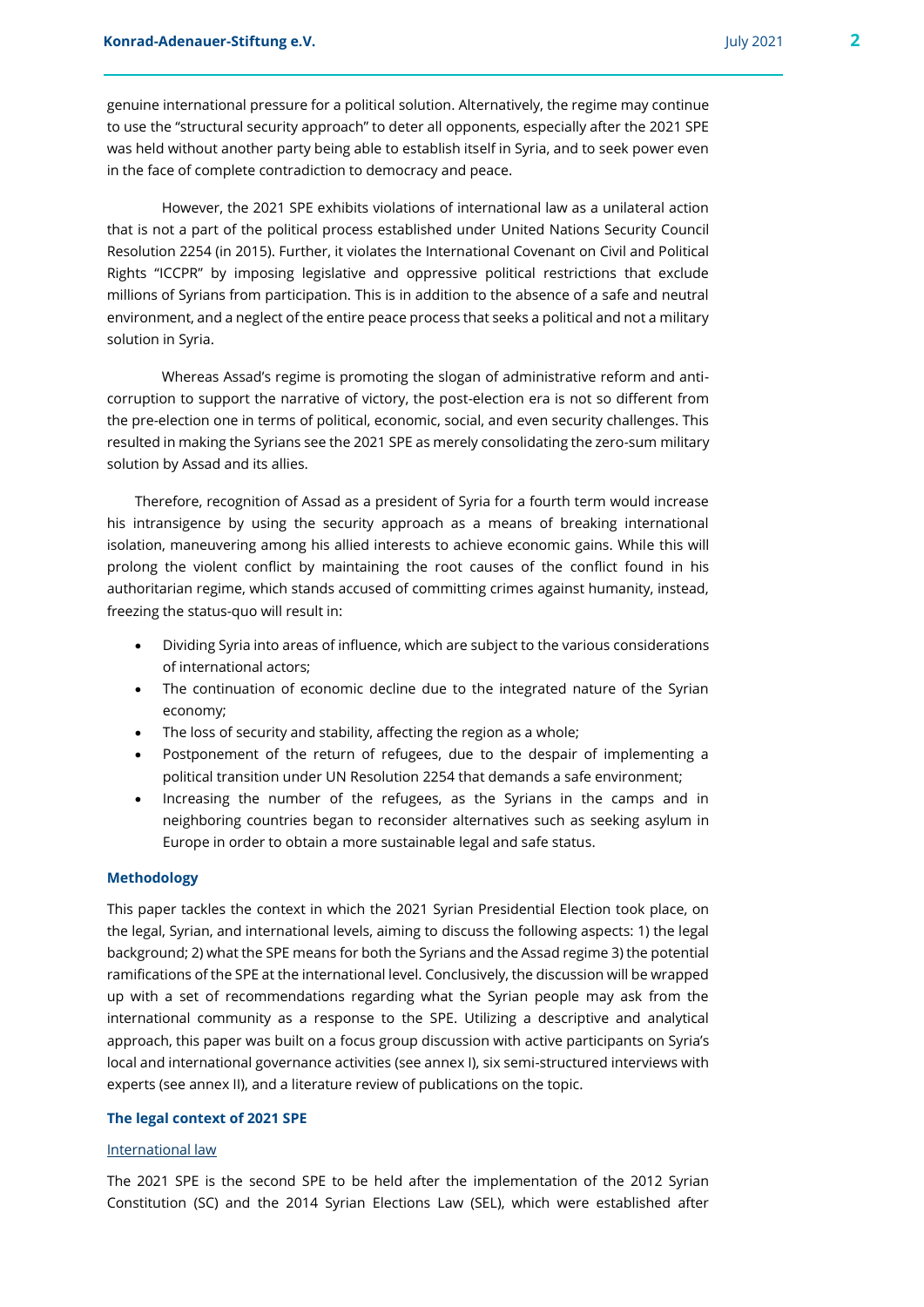genuine international pressure for a political solution. Alternatively, the regime may continue to use the "structural security approach" to deter all opponents, especially after the 2021 SPE was held without another party being able to establish itself in Syria, and to seek power even in the face of complete contradiction to democracy and peace.

However, the 2021 SPE exhibits violations of international law as a unilateral action that is not a part of the political process established under United Nations Security Council Resolution 2254 (in 2015). Further, it violates the International Covenant on Civil and Political Rights "ICCPR" by imposing legislative and oppressive political restrictions that exclude millions of Syrians from participation. This is in addition to the absence of a safe and neutral environment, and a neglect of the entire peace process that seeks a political and not a military solution in Syria.

Whereas Assad's regime is promoting the slogan of administrative reform and anti-corruption to support the narrative of victory, the post-election era is not so different from the pre-election one in terms of political, economic, social, and even security challenges. This resulted in making the Syrians see the 2021 SPE as merely consolidating the zero-sum military solution by Assad and its allies.

Therefore, recognition of Assad as a president of Syria for a fourth term would increase his intransigence by using the security approach as a means of breaking international isolation, maneuvering among his allied interests to achieve economic gains. While this will prolong the violent conflict by maintaining the root causes of the conflict found in his authoritarian regime, which stands accused of committing crimes against humanity, instead, freezing the status-quo will result in:

- Dividing Syria into areas of influence, which are subject to the various considerations of international actors;
- The continuation of economic decline due to the integrated nature of the Syrian economy;
- The loss of security and stability, affecting the region as a whole;
- Postponement of the return of refugees, due to the despair of implementing a political transition under UN Resolution 2254 that demands a safe environment;
- Increasing the number of the refugees, as the Syrians in the camps and in neighboring countries began to reconsider alternatives such as seeking asylum in Europe in order to obtain a more sustainable legal and safe status.

## Methodology

This paper tackles the context in which the 2021 Syrian Presidential Election took place, on the legal, Syrian, and international levels, aiming to discuss the following aspects: 1) the legal background; 2) what the SPE means for both the Syrians and the Assad regime 3) the potential ramifications of the SPE at the international level. Conclusively, the discussion will be wrapped up with a set of recommendations regarding what the Syrian people may ask from the international community as a response to the SPE. Utilizing a descriptive and analytical approach, this paper was built on a focus group discussion with active participants on Syria's local and international governance activities (see annex I), six semi-structured interviews with experts (see annex II), and a literature review of publications on the topic.

## The legal context of 2021 SPE

### International law

The 2021 SPE is the second SPE to be held after the implementation of the 2012 Syrian Constitution (SC) and the 2014 Syrian Elections Law (SEL), which were established after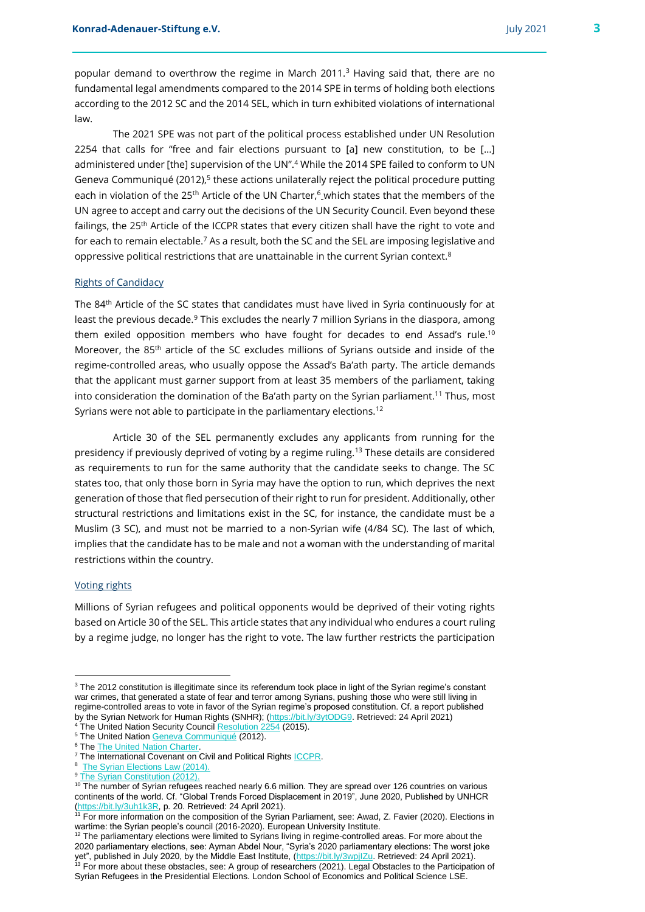popular demand to overthrow the regime in March 2011.[3] Having said that, there are no fundamental legal amendments compared to the 2014 SPE in terms of holding both elections according to the 2012 SC and the 2014 SEL, which in turn exhibited violations of international law.

The 2021 SPE was not part of the political process established under UN Resolution 2254 that calls for "free and fair elections pursuant to [a] new constitution, to be [...] administered under [the] supervision of the UN".[4] While the 2014 SPE failed to conform to UN Geneva Communiqué (2012),[5] these actions unilaterally reject the political procedure putting each in violation of the 25th Article of the UN Charter,[6] which states that the members of the UN agree to accept and carry out the decisions of the UN Security Council. Even beyond these failings, the 25th Article of the ICCPR states that every citizen shall have the right to vote and for each to remain electable.[7] As a result, both the SC and the SEL are imposing legislative and oppressive political restrictions that are unattainable in the current Syrian context.[8]

## Rights of Candidacy

The 84th Article of the SC states that candidates must have lived in Syria continuously for at least the previous decade.[9] This excludes the nearly 7 million Syrians in the diaspora, among them exiled opposition members who have fought for decades to end Assad's rule.[10] Moreover, the 85th article of the SC excludes millions of Syrians outside and inside of the regime-controlled areas, who usually oppose the Assad's Ba'ath party. The article demands that the applicant must garner support from at least 35 members of the parliament, taking into consideration the domination of the Ba'ath party on the Syrian parliament.[11] Thus, most Syrians were not able to participate in the parliamentary elections.[12]

Article 30 of the SEL permanently excludes any applicants from running for the presidency if previously deprived of voting by a regime ruling.[13] These details are considered as requirements to run for the same authority that the candidate seeks to change. The SC states too, that only those born in Syria may have the option to run, which deprives the next generation of those that fled persecution of their right to run for president. Additionally, other structural restrictions and limitations exist in the SC, for instance, the candidate must be a Muslim (3 SC), and must not be married to a non-Syrian wife (4/84 SC). The last of which, implies that the candidate has to be male and not a woman with the understanding of marital restrictions within the country.

## Voting rights

Millions of Syrian refugees and political opponents would be deprived of their voting rights based on Article 30 of the SEL. This article states that any individual who endures a court ruling by a regime judge, no longer has the right to vote. The law further restricts the participation

---

[3] The 2012 constitution is illegitimate since its referendum took place in light of the Syrian regime's constant war crimes, that generated a state of fear and terror among Syrians, pushing those who were still living in regime-controlled areas to vote in favor of the Syrian regime's proposed constitution. Cf. a report published by the Syrian Network for Human Rights (SNHR); (https://bit.ly/3ytODG9. Retrieved: 24 April 2021)

[4] The United Nation Security Council Resolution 2254 (2015).

[5] The United Nation Geneva Communiqué (2012).

[6] The The United Nation Charter.

[7] The International Covenant on Civil and Political Rights ICCPR.

[8] The Syrian Elections Law (2014).

[9] The Syrian Constitution (2012).

[10] The number of Syrian refugees reached nearly 6.6 million. They are spread over 126 countries on various continents of the world. Cf. "Global Trends Forced Displacement in 2019", June 2020, Published by UNHCR (https://bit.ly/3uh1k3R, p. 20. Retrieved: 24 April 2021).

[11] For more information on the composition of the Syrian Parliament, see: Awad, Z. Favier (2020). Elections in wartime: the Syrian people's council (2016-2020). European University Institute.

[12] The parliamentary elections were limited to Syrians living in regime-controlled areas. For more about the 2020 parliamentary elections, see: Ayman Abdel Nour, "Syria's 2020 parliamentary elections: The worst joke yet", published in July 2020, by the Middle East Institute, (https://bit.ly/3wpjlZu. Retrieved: 24 April 2021).

[13] For more about these obstacles, see: A group of researchers (2021). Legal Obstacles to the Participation of Syrian Refugees in the Presidential Elections. London School of Economics and Political Science LSE.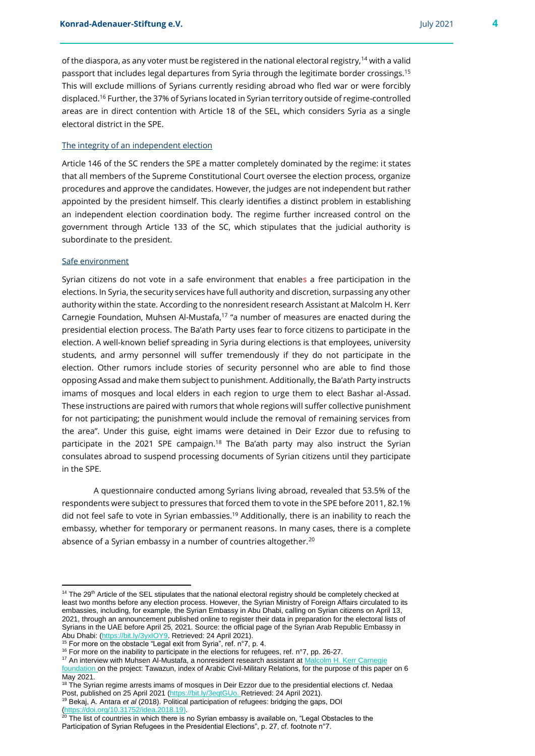of the diaspora, as any voter must be registered in the national electoral registry,[14] with a valid passport that includes legal departures from Syria through the legitimate border crossings.[15] This will exclude millions of Syrians currently residing abroad who fled war or were forcibly displaced.[16] Further, the 37% of Syrians located in Syrian territory outside of regime-controlled areas are in direct contention with Article 18 of the SEL, which considers Syria as a single electoral district in the SPE.

### The integrity of an independent election

Article 146 of the SC renders the SPE a matter completely dominated by the regime: it states that all members of the Supreme Constitutional Court oversee the election process, organize procedures and approve the candidates. However, the judges are not independent but rather appointed by the president himself. This clearly identifies a distinct problem in establishing an independent election coordination body. The regime further increased control on the government through Article 133 of the SC, which stipulates that the judicial authority is subordinate to the president.

### Safe environment

Syrian citizens do not vote in a safe environment that enables a free participation in the elections. In Syria, the security services have full authority and discretion, surpassing any other authority within the state. According to the nonresident research Assistant at Malcolm H. Kerr Carnegie Foundation, Muhsen Al-Mustafa,[17] "a number of measures are enacted during the presidential election process. The Ba'ath Party uses fear to force citizens to participate in the election. A well-known belief spreading in Syria during elections is that employees, university students, and army personnel will suffer tremendously if they do not participate in the election. Other rumors include stories of security personnel who are able to find those opposing Assad and make them subject to punishment. Additionally, the Ba'ath Party instructs imams of mosques and local elders in each region to urge them to elect Bashar al-Assad. These instructions are paired with rumors that whole regions will suffer collective punishment for not participating; the punishment would include the removal of remaining services from the area". Under this guise, eight imams were detained in Deir Ezzor due to refusing to participate in the 2021 SPE campaign.[18] The Ba'ath party may also instruct the Syrian consulates abroad to suspend processing documents of Syrian citizens until they participate in the SPE.

A questionnaire conducted among Syrians living abroad, revealed that 53.5% of the respondents were subject to pressures that forced them to vote in the SPE before 2011, 82.1% did not feel safe to vote in Syrian embassies.[19] Additionally, there is an inability to reach the embassy, whether for temporary or permanent reasons. In many cases, there is a complete absence of a Syrian embassy in a number of countries altogether.[20]

---

[14] The 29th Article of the SEL stipulates that the national electoral registry should be completely checked at least two months before any election process. However, the Syrian Ministry of Foreign Affairs circulated to its embassies, including, for example, the Syrian Embassy in Abu Dhabi, calling on Syrian citizens on April 13, 2021, through an announcement published online to register their data in preparation for the electoral lists of Syrians in the UAE before April 25, 2021. Source: the official page of the Syrian Arab Republic Embassy in Abu Dhabi: (https://bit.ly/3yxlOY9. Retrieved: 24 April 2021).

[15] For more on the obstacle "Legal exit from Syria", ref. n°7, p. 4.

[16] For more on the inability to participate in the elections for refugees, ref. n°7, pp. 26-27.

[17] An interview with Muhsen Al-Mustafa, a nonresident research assistant at Malcolm H. Kerr Carnegie foundation on the project: Tawazun, index of Arabic Civil-Military Relations, for the purpose of this paper on 6 May 2021.

[18] The Syrian regime arrests imams of mosques in Deir Ezzor due to the presidential elections cf. Nedaa Post, published on 25 April 2021 (https://bit.ly/3eqtGUo. Retrieved: 24 April 2021).

[19] Bekaj, A. Antara *et al* (2018). Political participation of refugees: bridging the gaps, DOI (https://doi.org/10.31752/idea.2018.19).

[20] The list of countries in which there is no Syrian embassy is available on, "Legal Obstacles to the Participation of Syrian Refugees in the Presidential Elections", p. 27, cf. footnote n°7.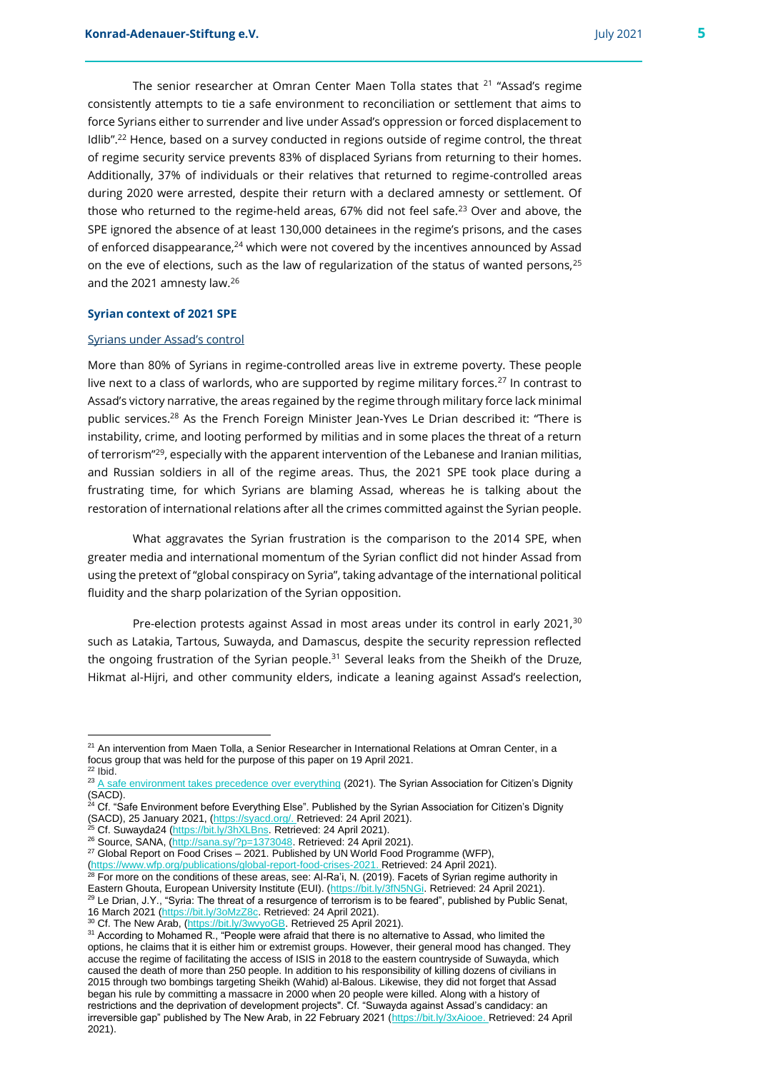The senior researcher at Omran Center Maen Tolla states that [21] "Assad's regime consistently attempts to tie a safe environment to reconciliation or settlement that aims to force Syrians either to surrender and live under Assad's oppression or forced displacement to Idlib".[22] Hence, based on a survey conducted in regions outside of regime control, the threat of regime security service prevents 83% of displaced Syrians from returning to their homes. Additionally, 37% of individuals or their relatives that returned to regime-controlled areas during 2020 were arrested, despite their return with a declared amnesty or settlement. Of those who returned to the regime-held areas, 67% did not feel safe.[23] Over and above, the SPE ignored the absence of at least 130,000 detainees in the regime's prisons, and the cases of enforced disappearance,[24] which were not covered by the incentives announced by Assad on the eve of elections, such as the law of regularization of the status of wanted persons,[25] and the 2021 amnesty law.[26]

### Syrian context of 2021 SPE

#### Syrians under Assad's control

More than 80% of Syrians in regime-controlled areas live in extreme poverty. These people live next to a class of warlords, who are supported by regime military forces.[27] In contrast to Assad's victory narrative, the areas regained by the regime through military force lack minimal public services.[28] As the French Foreign Minister Jean-Yves Le Drian described it: "There is instability, crime, and looting performed by militias and in some places the threat of a return of terrorism"[29], especially with the apparent intervention of the Lebanese and Iranian militias, and Russian soldiers in all of the regime areas. Thus, the 2021 SPE took place during a frustrating time, for which Syrians are blaming Assad, whereas he is talking about the restoration of international relations after all the crimes committed against the Syrian people.

What aggravates the Syrian frustration is the comparison to the 2014 SPE, when greater media and international momentum of the Syrian conflict did not hinder Assad from using the pretext of "global conspiracy on Syria", taking advantage of the international political fluidity and the sharp polarization of the Syrian opposition.

Pre-election protests against Assad in most areas under its control in early 2021,[30] such as Latakia, Tartous, Suwayda, and Damascus, despite the security repression reflected the ongoing frustration of the Syrian people.[31] Several leaks from the Sheikh of the Druze, Hikmat al-Hijri, and other community elders, indicate a leaning against Assad's reelection,

---

[21] An intervention from Maen Tolla, a Senior Researcher in International Relations at Omran Center, in a focus group that was held for the purpose of this paper on 19 April 2021.

[22] Ibid.

[23] A safe environment takes precedence over everything (2021). The Syrian Association for Citizen's Dignity (SACD).

[24] Cf. "Safe Environment before Everything Else". Published by the Syrian Association for Citizen's Dignity (SACD), 25 January 2021, (https://syacd.org/. Retrieved: 24 April 2021).

[25] Cf. Suwayda24 (https://bit.ly/3hXLBns. Retrieved: 24 April 2021).

[26] Source, SANA, (http://sana.sy/?p=1373048. Retrieved: 24 April 2021).

[27] Global Report on Food Crises – 2021. Published by UN World Food Programme (WFP), (https://www.wfp.org/publications/global-report-food-crises-2021. Retrieved: 24 April 2021).

[28] For more on the conditions of these areas, see: Al-Ra'i, N. (2019). Facets of Syrian regime authority in Eastern Ghouta, European University Institute (EUI). (https://bit.ly/3fN5NGi. Retrieved: 24 April 2021).

[29] Le Drian, J.Y., "Syria: The threat of a resurgence of terrorism is to be feared", published by Public Senat, 16 March 2021 (https://bit.ly/3oMzZ8c. Retrieved: 24 April 2021).

[30] Cf. The New Arab, (https://bit.ly/3wvyoGB. Retrieved 25 April 2021).

[31] According to Mohamed R., "People were afraid that there is no alternative to Assad, who limited the options, he claims that it is either him or extremist groups. However, their general mood has changed. They accuse the regime of facilitating the access of ISIS in 2018 to the eastern countryside of Suwayda, which caused the death of more than 250 people. In addition to his responsibility of killing dozens of civilians in 2015 through two bombings targeting Sheikh (Wahid) al-Balous. Likewise, they did not forget that Assad began his rule by committing a massacre in 2000 when 20 people were killed. Along with a history of restrictions and the deprivation of development projects". Cf. "Suwayda against Assad's candidacy: an irreversible gap" published by The New Arab, in 22 February 2021 (https://bit.ly/3xAiooe. Retrieved: 24 April 2021).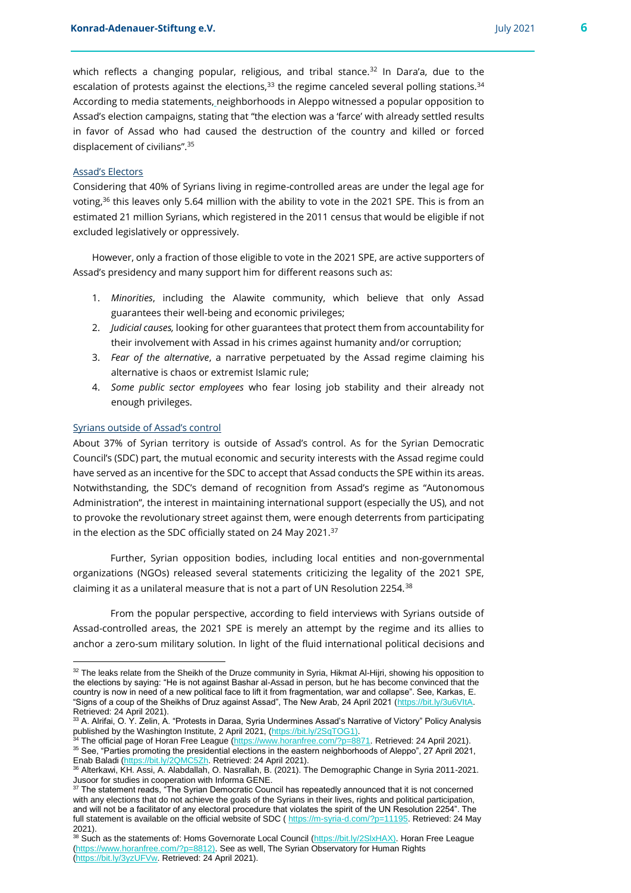which reflects a changing popular, religious, and tribal stance.[32] In Dara'a, due to the escalation of protests against the elections,[33] the regime canceled several polling stations.[34] According to media statements, neighborhoods in Aleppo witnessed a popular opposition to Assad's election campaigns, stating that "the election was a 'farce' with already settled results in favor of Assad who had caused the destruction of the country and killed or forced displacement of civilians".[35]

### Assad's Electors

Considering that 40% of Syrians living in regime-controlled areas are under the legal age for voting,[36] this leaves only 5.64 million with the ability to vote in the 2021 SPE. This is from an estimated 21 million Syrians, which registered in the 2011 census that would be eligible if not excluded legislatively or oppressively.

However, only a fraction of those eligible to vote in the 2021 SPE, are active supporters of Assad's presidency and many support him for different reasons such as:

1. *Minorities*, including the Alawite community, which believe that only Assad guarantees their well-being and economic privileges;
2. *Judicial causes,* looking for other guarantees that protect them from accountability for their involvement with Assad in his crimes against humanity and/or corruption;
3. *Fear of the alternative*, a narrative perpetuated by the Assad regime claiming his alternative is chaos or extremist Islamic rule;
4. *Some public sector employees* who fear losing job stability and their already not enough privileges.

### Syrians outside of Assad's control

About 37% of Syrian territory is outside of Assad's control. As for the Syrian Democratic Council's (SDC) part, the mutual economic and security interests with the Assad regime could have served as an incentive for the SDC to accept that Assad conducts the SPE within its areas. Notwithstanding, the SDC's demand of recognition from Assad's regime as "Autonomous Administration", the interest in maintaining international support (especially the US), and not to provoke the revolutionary street against them, were enough deterrents from participating in the election as the SDC officially stated on 24 May 2021.[37]

Further, Syrian opposition bodies, including local entities and non-governmental organizations (NGOs) released several statements criticizing the legality of the 2021 SPE, claiming it as a unilateral measure that is not a part of UN Resolution 2254.[38]

From the popular perspective, according to field interviews with Syrians outside of Assad-controlled areas, the 2021 SPE is merely an attempt by the regime and its allies to anchor a zero-sum military solution. In light of the fluid international political decisions and

---

[32] The leaks relate from the Sheikh of the Druze community in Syria, Hikmat Al-Hijri, showing his opposition to the elections by saying: "He is not against Bashar al-Assad in person, but he has become convinced that the country is now in need of a new political face to lift it from fragmentation, war and collapse". See, Karkas, E. "Signs of a coup of the Sheikhs of Druz against Assad", The New Arab, 24 April 2021 (https://bit.ly/3u6VItA. Retrieved: 24 April 2021).

[33] A. Alrifai, O. Y. Zelin, A. "Protests in Daraa, Syria Undermines Assad's Narrative of Victory" Policy Analysis published by the Washington Institute, 2 April 2021, (https://bit.ly/2SqTOG1).

[34] The official page of Horan Free League (https://www.horanfree.com/?p=8871. Retrieved: 24 April 2021).

[35] See, "Parties promoting the presidential elections in the eastern neighborhoods of Aleppo", 27 April 2021, Enab Baladi (https://bit.ly/2QMC5Zh. Retrieved: 24 April 2021).

[36] Alterkawi, KH. Assi, A. Alabdallah, O. Nasrallah, B. (2021). The Demographic Change in Syria 2011-2021. Jusoor for studies in cooperation with Informa GENE.

[37] The statement reads, "The Syrian Democratic Council has repeatedly announced that it is not concerned with any elections that do not achieve the goals of the Syrians in their lives, rights and political participation, and will not be a facilitator of any electoral procedure that violates the spirit of the UN Resolution 2254". The full statement is available on the official website of SDC ( https://m-syria-d.com/?p=11195. Retrieved: 24 May 2021).

[38] Such as the statements of: Homs Governorate Local Council (https://bit.ly/2SlxHAX). Horan Free League (https://www.horanfree.com/?p=8812). See as well, The Syrian Observatory for Human Rights (https://bit.ly/3yzUFVw. Retrieved: 24 April 2021).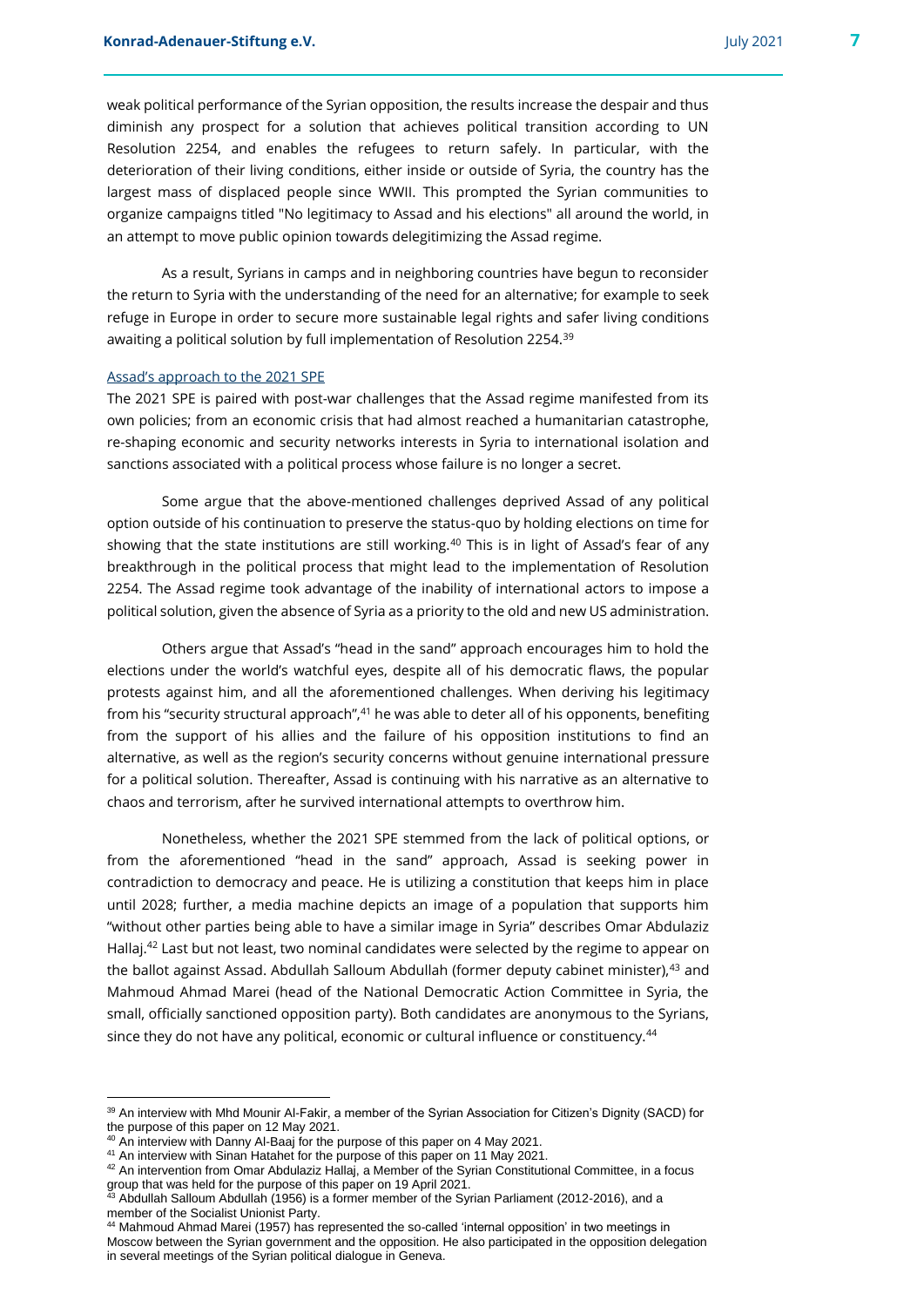weak political performance of the Syrian opposition, the results increase the despair and thus diminish any prospect for a solution that achieves political transition according to UN Resolution 2254, and enables the refugees to return safely. In particular, with the deterioration of their living conditions, either inside or outside of Syria, the country has the largest mass of displaced people since WWII. This prompted the Syrian communities to organize campaigns titled "No legitimacy to Assad and his elections" all around the world, in an attempt to move public opinion towards delegitimizing the Assad regime.

As a result, Syrians in camps and in neighboring countries have begun to reconsider the return to Syria with the understanding of the need for an alternative; for example to seek refuge in Europe in order to secure more sustainable legal rights and safer living conditions awaiting a political solution by full implementation of Resolution 2254.[39]

### Assad's approach to the 2021 SPE

The 2021 SPE is paired with post-war challenges that the Assad regime manifested from its own policies; from an economic crisis that had almost reached a humanitarian catastrophe, re-shaping economic and security networks interests in Syria to international isolation and sanctions associated with a political process whose failure is no longer a secret.

Some argue that the above-mentioned challenges deprived Assad of any political option outside of his continuation to preserve the status-quo by holding elections on time for showing that the state institutions are still working.[40] This is in light of Assad's fear of any breakthrough in the political process that might lead to the implementation of Resolution 2254. The Assad regime took advantage of the inability of international actors to impose a political solution, given the absence of Syria as a priority to the old and new US administration.

Others argue that Assad's "head in the sand" approach encourages him to hold the elections under the world's watchful eyes, despite all of his democratic flaws, the popular protests against him, and all the aforementioned challenges. When deriving his legitimacy from his "security structural approach",[41] he was able to deter all of his opponents, benefiting from the support of his allies and the failure of his opposition institutions to find an alternative, as well as the region's security concerns without genuine international pressure for a political solution. Thereafter, Assad is continuing with his narrative as an alternative to chaos and terrorism, after he survived international attempts to overthrow him.

Nonetheless, whether the 2021 SPE stemmed from the lack of political options, or from the aforementioned "head in the sand" approach, Assad is seeking power in contradiction to democracy and peace. He is utilizing a constitution that keeps him in place until 2028; further, a media machine depicts an image of a population that supports him "without other parties being able to have a similar image in Syria" describes Omar Abdulaziz Hallaj.[42] Last but not least, two nominal candidates were selected by the regime to appear on the ballot against Assad. Abdullah Salloum Abdullah (former deputy cabinet minister),[43] and Mahmoud Ahmad Marei (head of the National Democratic Action Committee in Syria, the small, officially sanctioned opposition party). Both candidates are anonymous to the Syrians, since they do not have any political, economic or cultural influence or constituency.[44]

---

[39] An interview with Mhd Mounir Al-Fakir, a member of the Syrian Association for Citizen's Dignity (SACD) for the purpose of this paper on 12 May 2021.

[40] An interview with Danny Al-Baaj for the purpose of this paper on 4 May 2021.

[41] An interview with Sinan Hatahet for the purpose of this paper on 11 May 2021.

[42] An intervention from Omar Abdulaziz Hallaj, a Member of the Syrian Constitutional Committee, in a focus group that was held for the purpose of this paper on 19 April 2021.

[43] Abdullah Salloum Abdullah (1956) is a former member of the Syrian Parliament (2012-2016), and a member of the Socialist Unionist Party.

[44] Mahmoud Ahmad Marei (1957) has represented the so-called 'internal opposition' in two meetings in Moscow between the Syrian government and the opposition. He also participated in the opposition delegation in several meetings of the Syrian political dialogue in Geneva.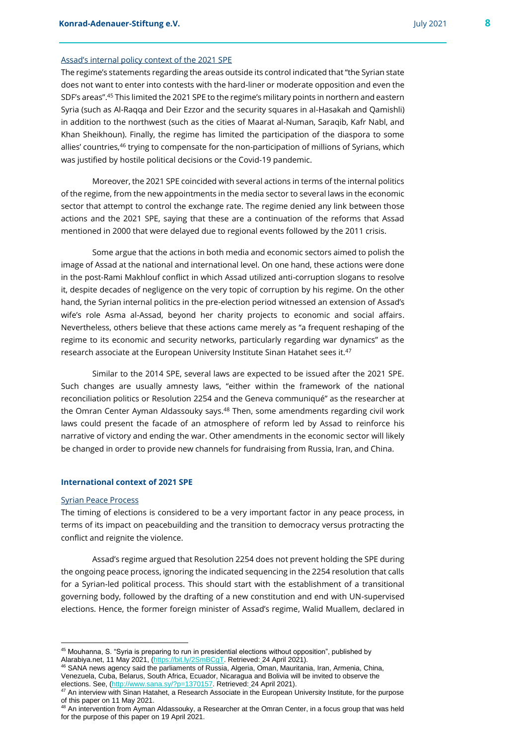Assad's internal policy context of the 2021 SPE

The regime's statements regarding the areas outside its control indicated that "the Syrian state does not want to enter into contests with the hard-liner or moderate opposition and even the SDF's areas".[45] This limited the 2021 SPE to the regime's military points in northern and eastern Syria (such as Al-Raqqa and Deir Ezzor and the security squares in al-Hasakah and Qamishli) in addition to the northwest (such as the cities of Maarat al-Numan, Saraqib, Kafr Nabl, and Khan Sheikhoun). Finally, the regime has limited the participation of the diaspora to some allies' countries,[46] trying to compensate for the non-participation of millions of Syrians, which was justified by hostile political decisions or the Covid-19 pandemic.

Moreover, the 2021 SPE coincided with several actions in terms of the internal politics of the regime, from the new appointments in the media sector to several laws in the economic sector that attempt to control the exchange rate. The regime denied any link between those actions and the 2021 SPE, saying that these are a continuation of the reforms that Assad mentioned in 2000 that were delayed due to regional events followed by the 2011 crisis.

Some argue that the actions in both media and economic sectors aimed to polish the image of Assad at the national and international level. On one hand, these actions were done in the post-Rami Makhlouf conflict in which Assad utilized anti-corruption slogans to resolve it, despite decades of negligence on the very topic of corruption by his regime. On the other hand, the Syrian internal politics in the pre-election period witnessed an extension of Assad's wife's role Asma al-Assad, beyond her charity projects to economic and social affairs. Nevertheless, others believe that these actions came merely as "a frequent reshaping of the regime to its economic and security networks, particularly regarding war dynamics" as the research associate at the European University Institute Sinan Hatahet sees it.[47]

Similar to the 2014 SPE, several laws are expected to be issued after the 2021 SPE. Such changes are usually amnesty laws, "either within the framework of the national reconciliation politics or Resolution 2254 and the Geneva communiqué" as the researcher at the Omran Center Ayman Aldassouky says.[48] Then, some amendments regarding civil work laws could present the facade of an atmosphere of reform led by Assad to reinforce his narrative of victory and ending the war. Other amendments in the economic sector will likely be changed in order to provide new channels for fundraising from Russia, Iran, and China.

**International context of 2021 SPE**

Syrian Peace Process

The timing of elections is considered to be a very important factor in any peace process, in terms of its impact on peacebuilding and the transition to democracy versus protracting the conflict and reignite the violence.

Assad's regime argued that Resolution 2254 does not prevent holding the SPE during the ongoing peace process, ignoring the indicated sequencing in the 2254 resolution that calls for a Syrian-led political process. This should start with the establishment of a transitional governing body, followed by the drafting of a new constitution and end with UN-supervised elections. Hence, the former foreign minister of Assad's regime, Walid Muallem, declared in

---

[45] Mouhanna, S. "Syria is preparing to run in presidential elections without opposition", published by Alarabiya.net, 11 May 2021, (https://bit.ly/2SmBCgT. Retrieved: 24 April 2021).

[46] SANA news agency said the parliaments of Russia, Algeria, Oman, Mauritania, Iran, Armenia, China, Venezuela, Cuba, Belarus, South Africa, Ecuador, Nicaragua and Bolivia will be invited to observe the elections. See, (http://www.sana.sy/?p=1370157. Retrieved: 24 April 2021).

[47] An interview with Sinan Hatahet, a Research Associate in the European University Institute, for the purpose of this paper on 11 May 2021.

[48] An intervention from Ayman Aldassouky, a Researcher at the Omran Center, in a focus group that was held for the purpose of this paper on 19 April 2021.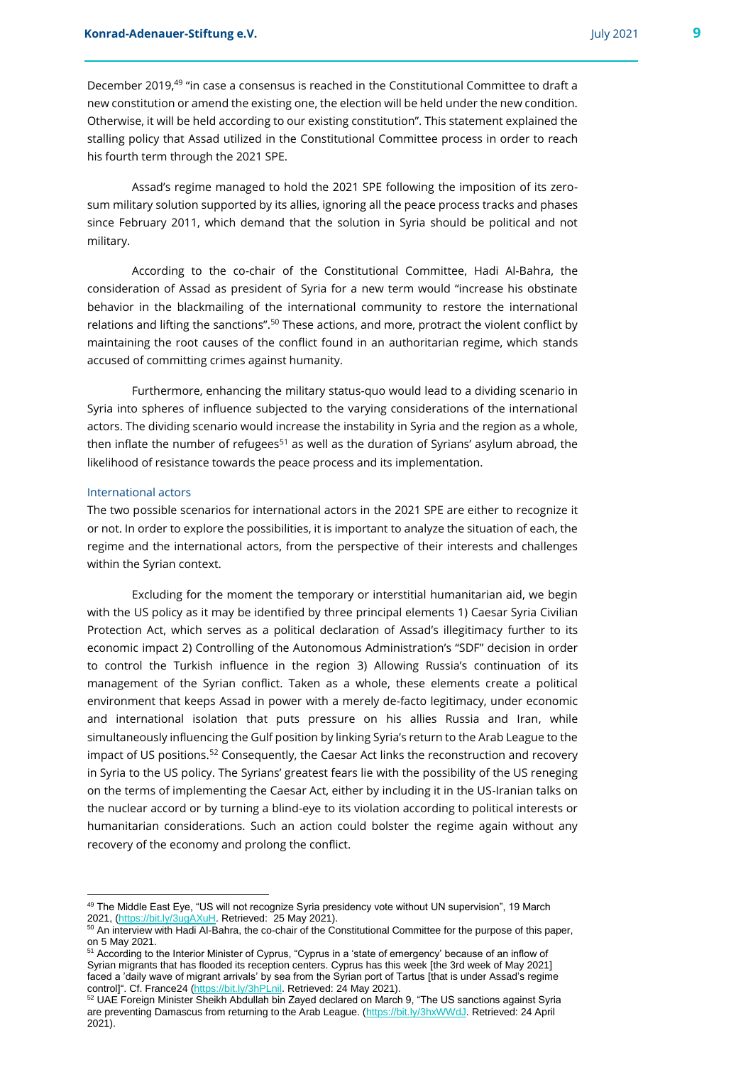December 2019,[49] "in case a consensus is reached in the Constitutional Committee to draft a new constitution or amend the existing one, the election will be held under the new condition. Otherwise, it will be held according to our existing constitution". This statement explained the stalling policy that Assad utilized in the Constitutional Committee process in order to reach his fourth term through the 2021 SPE.

Assad's regime managed to hold the 2021 SPE following the imposition of its zero-sum military solution supported by its allies, ignoring all the peace process tracks and phases since February 2011, which demand that the solution in Syria should be political and not military.

According to the co-chair of the Constitutional Committee, Hadi Al-Bahra, the consideration of Assad as president of Syria for a new term would "increase his obstinate behavior in the blackmailing of the international community to restore the international relations and lifting the sanctions".[50] These actions, and more, protract the violent conflict by maintaining the root causes of the conflict found in an authoritarian regime, which stands accused of committing crimes against humanity.

Furthermore, enhancing the military status-quo would lead to a dividing scenario in Syria into spheres of influence subjected to the varying considerations of the international actors. The dividing scenario would increase the instability in Syria and the region as a whole, then inflate the number of refugees[51] as well as the duration of Syrians' asylum abroad, the likelihood of resistance towards the peace process and its implementation.

### International actors

The two possible scenarios for international actors in the 2021 SPE are either to recognize it or not. In order to explore the possibilities, it is important to analyze the situation of each, the regime and the international actors, from the perspective of their interests and challenges within the Syrian context.

Excluding for the moment the temporary or interstitial humanitarian aid, we begin with the US policy as it may be identified by three principal elements 1) Caesar Syria Civilian Protection Act, which serves as a political declaration of Assad's illegitimacy further to its economic impact 2) Controlling of the Autonomous Administration's "SDF" decision in order to control the Turkish influence in the region 3) Allowing Russia's continuation of its management of the Syrian conflict. Taken as a whole, these elements create a political environment that keeps Assad in power with a merely de-facto legitimacy, under economic and international isolation that puts pressure on his allies Russia and Iran, while simultaneously influencing the Gulf position by linking Syria's return to the Arab League to the impact of US positions.[52] Consequently, the Caesar Act links the reconstruction and recovery in Syria to the US policy. The Syrians' greatest fears lie with the possibility of the US reneging on the terms of implementing the Caesar Act, either by including it in the US-Iranian talks on the nuclear accord or by turning a blind-eye to its violation according to political interests or humanitarian considerations. Such an action could bolster the regime again without any recovery of the economy and prolong the conflict.

---

[49] The Middle East Eye, "US will not recognize Syria presidency vote without UN supervision", 19 March 2021, (https://bit.ly/3ugAXuH. Retrieved: 25 May 2021).

[50] An interview with Hadi Al-Bahra, the co-chair of the Constitutional Committee for the purpose of this paper, on 5 May 2021.

[51] According to the Interior Minister of Cyprus, "Cyprus in a 'state of emergency' because of an inflow of Syrian migrants that has flooded its reception centers. Cyprus has this week [the 3rd week of May 2021] faced a 'daily wave of migrant arrivals' by sea from the Syrian port of Tartus [that is under Assad's regime control]". Cf. France24 (https://bit.ly/3hPLnil. Retrieved: 24 May 2021).

[52] UAE Foreign Minister Sheikh Abdullah bin Zayed declared on March 9, "The US sanctions against Syria are preventing Damascus from returning to the Arab League. (https://bit.ly/3hxWWdJ. Retrieved: 24 April 2021).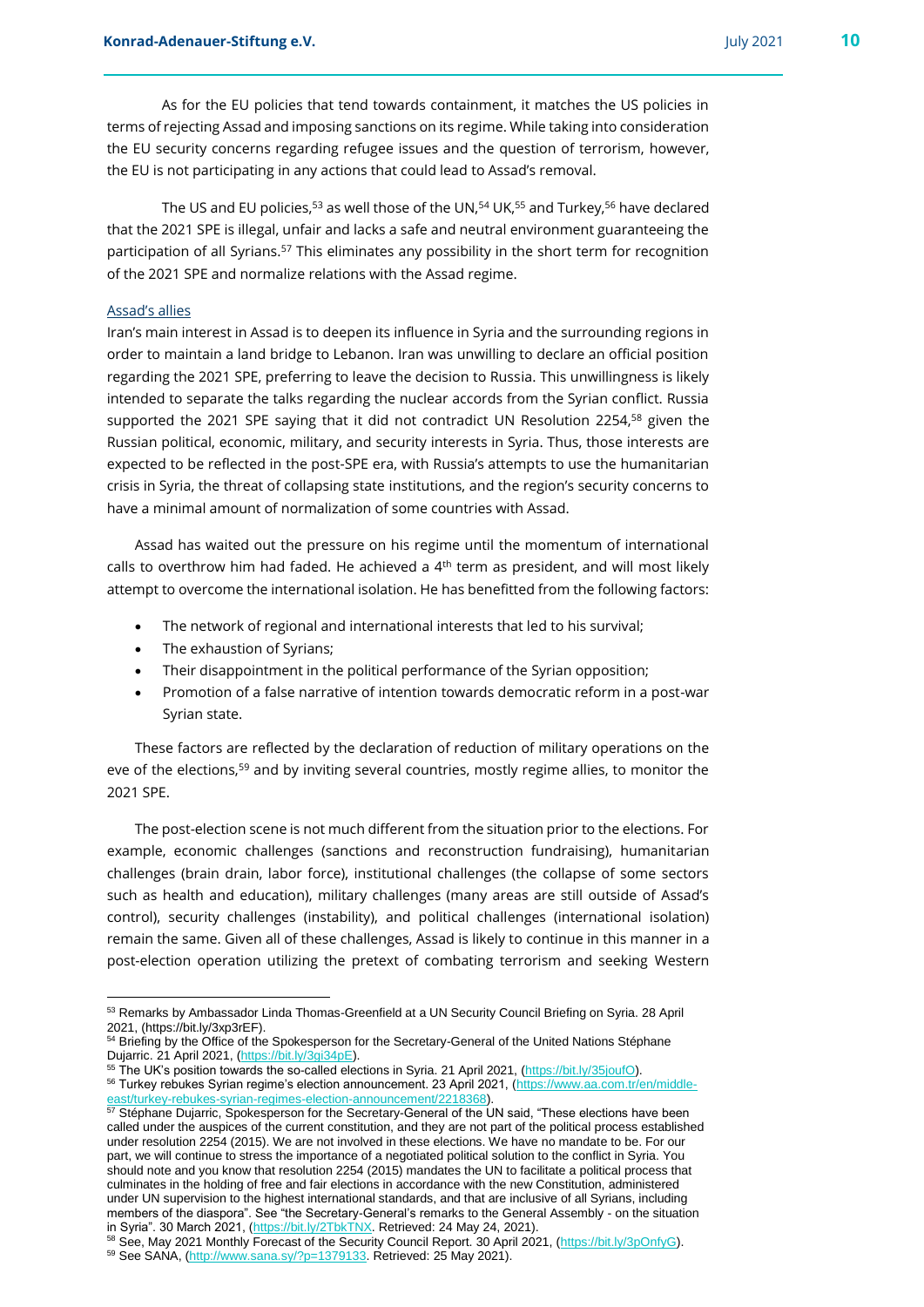As for the EU policies that tend towards containment, it matches the US policies in terms of rejecting Assad and imposing sanctions on its regime. While taking into consideration the EU security concerns regarding refugee issues and the question of terrorism, however, the EU is not participating in any actions that could lead to Assad's removal.

The US and EU policies,[53] as well those of the UN,[54] UK,[55] and Turkey,[56] have declared that the 2021 SPE is illegal, unfair and lacks a safe and neutral environment guaranteeing the participation of all Syrians.[57] This eliminates any possibility in the short term for recognition of the 2021 SPE and normalize relations with the Assad regime.

### Assad's allies

Iran's main interest in Assad is to deepen its influence in Syria and the surrounding regions in order to maintain a land bridge to Lebanon. Iran was unwilling to declare an official position regarding the 2021 SPE, preferring to leave the decision to Russia. This unwillingness is likely intended to separate the talks regarding the nuclear accords from the Syrian conflict. Russia supported the 2021 SPE saying that it did not contradict UN Resolution 2254,[58] given the Russian political, economic, military, and security interests in Syria. Thus, those interests are expected to be reflected in the post-SPE era, with Russia's attempts to use the humanitarian crisis in Syria, the threat of collapsing state institutions, and the region's security concerns to have a minimal amount of normalization of some countries with Assad.

Assad has waited out the pressure on his regime until the momentum of international calls to overthrow him had faded. He achieved a 4th term as president, and will most likely attempt to overcome the international isolation. He has benefitted from the following factors:

- The network of regional and international interests that led to his survival;
- The exhaustion of Syrians;
- Their disappointment in the political performance of the Syrian opposition;
- Promotion of a false narrative of intention towards democratic reform in a post-war Syrian state.

These factors are reflected by the declaration of reduction of military operations on the eve of the elections,[59] and by inviting several countries, mostly regime allies, to monitor the 2021 SPE.

The post-election scene is not much different from the situation prior to the elections. For example, economic challenges (sanctions and reconstruction fundraising), humanitarian challenges (brain drain, labor force), institutional challenges (the collapse of some sectors such as health and education), military challenges (many areas are still outside of Assad's control), security challenges (instability), and political challenges (international isolation) remain the same. Given all of these challenges, Assad is likely to continue in this manner in a post-election operation utilizing the pretext of combating terrorism and seeking Western

---

[53] Remarks by Ambassador Linda Thomas-Greenfield at a UN Security Council Briefing on Syria. 28 April 2021, (https://bit.ly/3xp3rEF).

[54] Briefing by the Office of the Spokesperson for the Secretary-General of the United Nations Stéphane Dujarric. 21 April 2021, (https://bit.ly/3gi34pE).

[55] The UK's position towards the so-called elections in Syria. 21 April 2021, (https://bit.ly/35joufO).

[56] Turkey rebukes Syrian regime's election announcement. 23 April 2021, (https://www.aa.com.tr/en/middle-east/turkey-rebukes-syrian-regimes-election-announcement/2218368).

[57] Stéphane Dujarric, Spokesperson for the Secretary-General of the UN said, "These elections have been called under the auspices of the current constitution, and they are not part of the political process established under resolution 2254 (2015). We are not involved in these elections. We have no mandate to be. For our part, we will continue to stress the importance of a negotiated political solution to the conflict in Syria. You should note and you know that resolution 2254 (2015) mandates the UN to facilitate a political process that culminates in the holding of free and fair elections in accordance with the new Constitution, administered under UN supervision to the highest international standards, and that are inclusive of all Syrians, including members of the diaspora". See "the Secretary-General's remarks to the General Assembly - on the situation in Syria". 30 March 2021, (https://bit.ly/2TbkTNX. Retrieved: 24 May 24, 2021).

[58] See, May 2021 Monthly Forecast of the Security Council Report. 30 April 2021, (https://bit.ly/3pOnfyG).

[59] See SANA, (http://www.sana.sy/?p=1379133. Retrieved: 25 May 2021).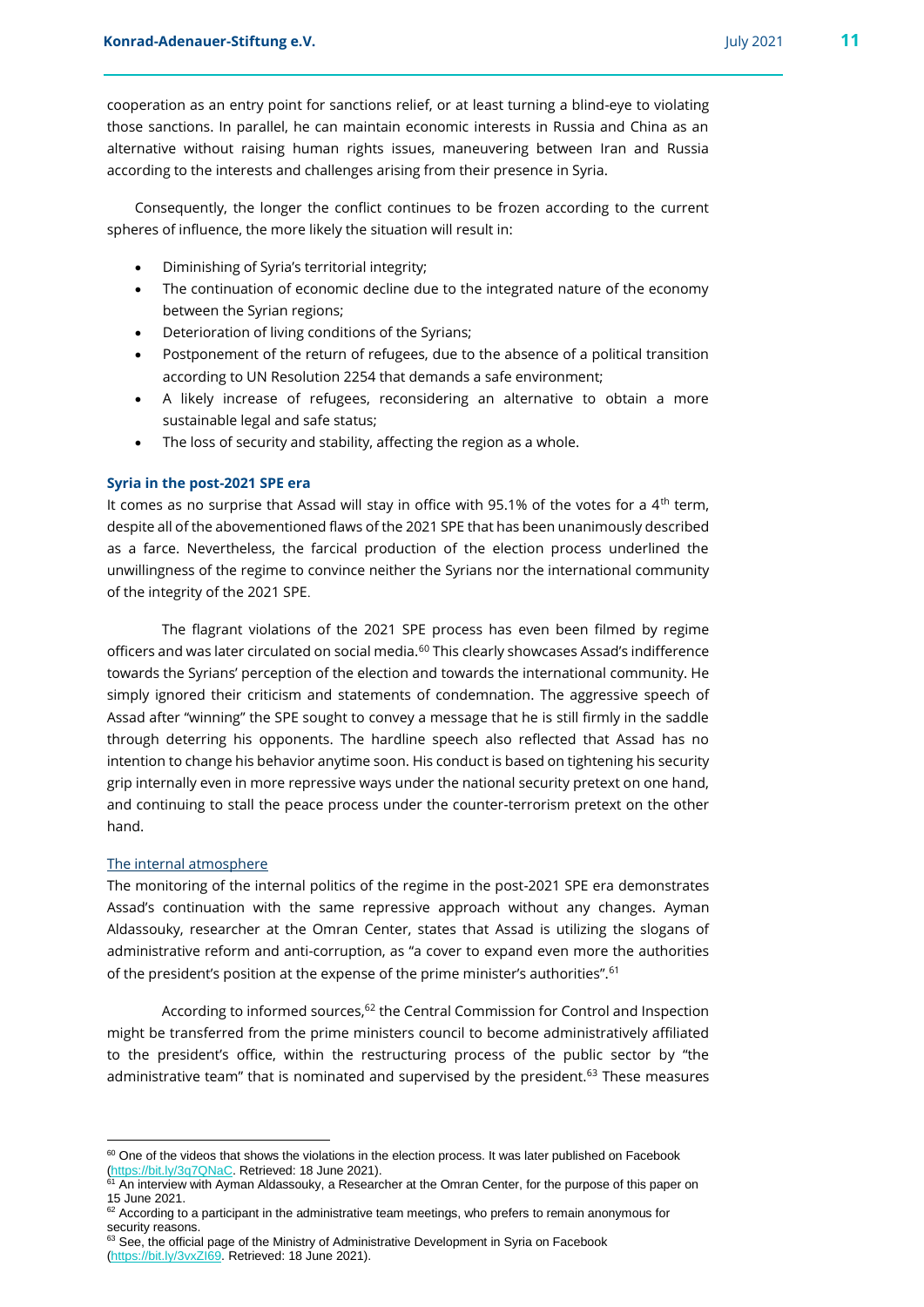cooperation as an entry point for sanctions relief, or at least turning a blind-eye to violating those sanctions. In parallel, he can maintain economic interests in Russia and China as an alternative without raising human rights issues, maneuvering between Iran and Russia according to the interests and challenges arising from their presence in Syria.

Consequently, the longer the conflict continues to be frozen according to the current spheres of influence, the more likely the situation will result in:

- Diminishing of Syria's territorial integrity;
- The continuation of economic decline due to the integrated nature of the economy between the Syrian regions;
- Deterioration of living conditions of the Syrians;
- Postponement of the return of refugees, due to the absence of a political transition according to UN Resolution 2254 that demands a safe environment;
- A likely increase of refugees, reconsidering an alternative to obtain a more sustainable legal and safe status;
- The loss of security and stability, affecting the region as a whole.

### Syria in the post-2021 SPE era

It comes as no surprise that Assad will stay in office with 95.1% of the votes for a 4th term, despite all of the abovementioned flaws of the 2021 SPE that has been unanimously described as a farce. Nevertheless, the farcical production of the election process underlined the unwillingness of the regime to convince neither the Syrians nor the international community of the integrity of the 2021 SPE.

The flagrant violations of the 2021 SPE process has even been filmed by regime officers and was later circulated on social media.[60] This clearly showcases Assad's indifference towards the Syrians' perception of the election and towards the international community. He simply ignored their criticism and statements of condemnation. The aggressive speech of Assad after "winning" the SPE sought to convey a message that he is still firmly in the saddle through deterring his opponents. The hardline speech also reflected that Assad has no intention to change his behavior anytime soon. His conduct is based on tightening his security grip internally even in more repressive ways under the national security pretext on one hand, and continuing to stall the peace process under the counter-terrorism pretext on the other hand.

#### The internal atmosphere

The monitoring of the internal politics of the regime in the post-2021 SPE era demonstrates Assad's continuation with the same repressive approach without any changes. Ayman Aldassouky, researcher at the Omran Center, states that Assad is utilizing the slogans of administrative reform and anti-corruption, as "a cover to expand even more the authorities of the president's position at the expense of the prime minister's authorities".[61]

According to informed sources,[62] the Central Commission for Control and Inspection might be transferred from the prime ministers council to become administratively affiliated to the president's office, within the restructuring process of the public sector by "the administrative team" that is nominated and supervised by the president.[63] These measures

---

[60] One of the videos that shows the violations in the election process. It was later published on Facebook (https://bit.ly/3q7QNaC. Retrieved: 18 June 2021).

[61] An interview with Ayman Aldassouky, a Researcher at the Omran Center, for the purpose of this paper on 15 June 2021.

[62] According to a participant in the administrative team meetings, who prefers to remain anonymous for security reasons.

[63] See, the official page of the Ministry of Administrative Development in Syria on Facebook (https://bit.ly/3vxZI69. Retrieved: 18 June 2021).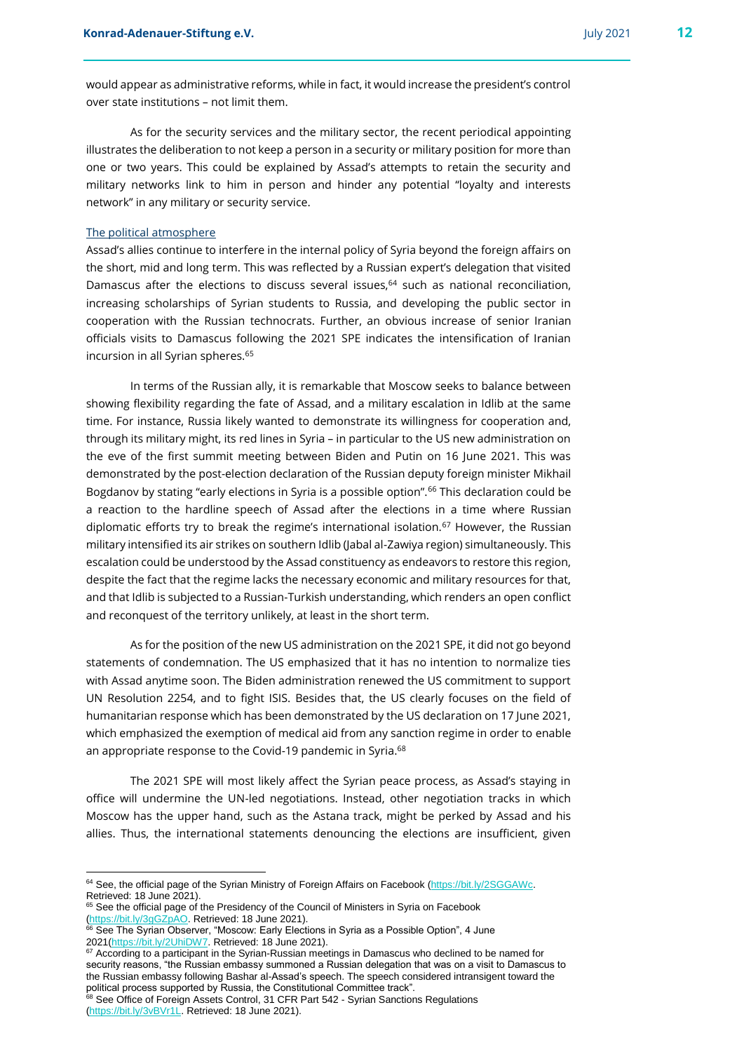would appear as administrative reforms, while in fact, it would increase the president's control over state institutions – not limit them.

As for the security services and the military sector, the recent periodical appointing illustrates the deliberation to not keep a person in a security or military position for more than one or two years. This could be explained by Assad's attempts to retain the security and military networks link to him in person and hinder any potential "loyalty and interests network" in any military or security service.

## The political atmosphere

Assad's allies continue to interfere in the internal policy of Syria beyond the foreign affairs on the short, mid and long term. This was reflected by a Russian expert's delegation that visited Damascus after the elections to discuss several issues,[64] such as national reconciliation, increasing scholarships of Syrian students to Russia, and developing the public sector in cooperation with the Russian technocrats. Further, an obvious increase of senior Iranian officials visits to Damascus following the 2021 SPE indicates the intensification of Iranian incursion in all Syrian spheres.[65]

In terms of the Russian ally, it is remarkable that Moscow seeks to balance between showing flexibility regarding the fate of Assad, and a military escalation in Idlib at the same time. For instance, Russia likely wanted to demonstrate its willingness for cooperation and, through its military might, its red lines in Syria – in particular to the US new administration on the eve of the first summit meeting between Biden and Putin on 16 June 2021. This was demonstrated by the post-election declaration of the Russian deputy foreign minister Mikhail Bogdanov by stating "early elections in Syria is a possible option".[66] This declaration could be a reaction to the hardline speech of Assad after the elections in a time where Russian diplomatic efforts try to break the regime's international isolation.[67] However, the Russian military intensified its air strikes on southern Idlib (Jabal al-Zawiya region) simultaneously. This escalation could be understood by the Assad constituency as endeavors to restore this region, despite the fact that the regime lacks the necessary economic and military resources for that, and that Idlib is subjected to a Russian-Turkish understanding, which renders an open conflict and reconquest of the territory unlikely, at least in the short term.

As for the position of the new US administration on the 2021 SPE, it did not go beyond statements of condemnation. The US emphasized that it has no intention to normalize ties with Assad anytime soon. The Biden administration renewed the US commitment to support UN Resolution 2254, and to fight ISIS. Besides that, the US clearly focuses on the field of humanitarian response which has been demonstrated by the US declaration on 17 June 2021, which emphasized the exemption of medical aid from any sanction regime in order to enable an appropriate response to the Covid-19 pandemic in Syria.[68]

The 2021 SPE will most likely affect the Syrian peace process, as Assad's staying in office will undermine the UN-led negotiations. Instead, other negotiation tracks in which Moscow has the upper hand, such as the Astana track, might be perked by Assad and his allies. Thus, the international statements denouncing the elections are insufficient, given

---

[64] See, the official page of the Syrian Ministry of Foreign Affairs on Facebook (https://bit.ly/2SGGAWc. Retrieved: 18 June 2021).

[65] See the official page of the Presidency of the Council of Ministers in Syria on Facebook (https://bit.ly/3gGZpAO. Retrieved: 18 June 2021).

[66] See The Syrian Observer, "Moscow: Early Elections in Syria as a Possible Option", 4 June 2021(https://bit.ly/2UhiDW7. Retrieved: 18 June 2021).

[67] According to a participant in the Syrian-Russian meetings in Damascus who declined to be named for security reasons, "the Russian embassy summoned a Russian delegation that was on a visit to Damascus to the Russian embassy following Bashar al-Assad's speech. The speech considered intransigent toward the political process supported by Russia, the Constitutional Committee track".

[68] See Office of Foreign Assets Control, 31 CFR Part 542 - Syrian Sanctions Regulations (https://bit.ly/3vBVr1L. Retrieved: 18 June 2021).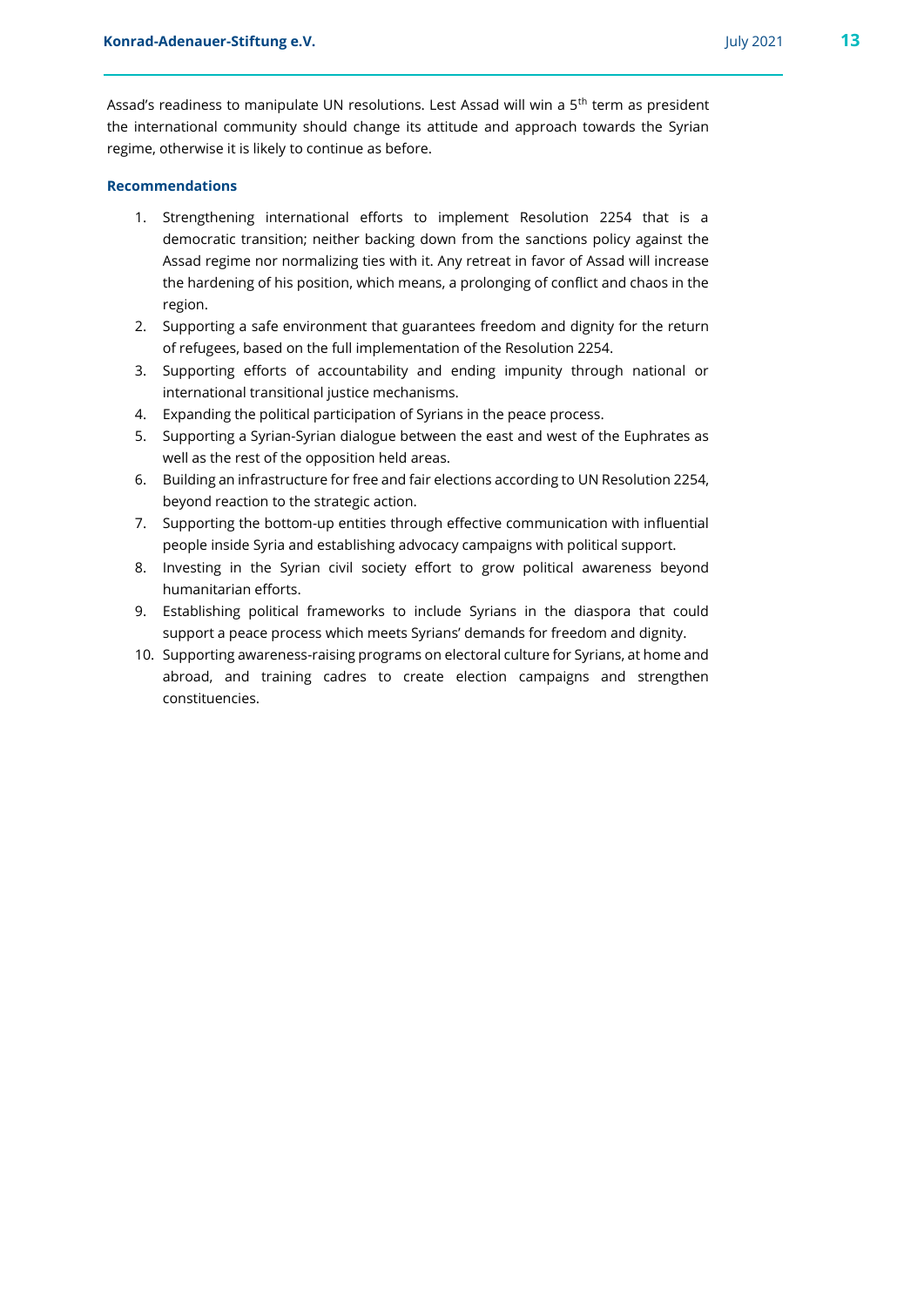Assad's readiness to manipulate UN resolutions. Lest Assad will win a 5th term as president the international community should change its attitude and approach towards the Syrian regime, otherwise it is likely to continue as before.

**Recommendations**

1. Strengthening international efforts to implement Resolution 2254 that is a democratic transition; neither backing down from the sanctions policy against the Assad regime nor normalizing ties with it. Any retreat in favor of Assad will increase the hardening of his position, which means, a prolonging of conflict and chaos in the region.
2. Supporting a safe environment that guarantees freedom and dignity for the return of refugees, based on the full implementation of the Resolution 2254.
3. Supporting efforts of accountability and ending impunity through national or international transitional justice mechanisms.
4. Expanding the political participation of Syrians in the peace process.
5. Supporting a Syrian-Syrian dialogue between the east and west of the Euphrates as well as the rest of the opposition held areas.
6. Building an infrastructure for free and fair elections according to UN Resolution 2254, beyond reaction to the strategic action.
7. Supporting the bottom-up entities through effective communication with influential people inside Syria and establishing advocacy campaigns with political support.
8. Investing in the Syrian civil society effort to grow political awareness beyond humanitarian efforts.
9. Establishing political frameworks to include Syrians in the diaspora that could support a peace process which meets Syrians' demands for freedom and dignity.
10. Supporting awareness-raising programs on electoral culture for Syrians, at home and abroad, and training cadres to create election campaigns and strengthen constituencies.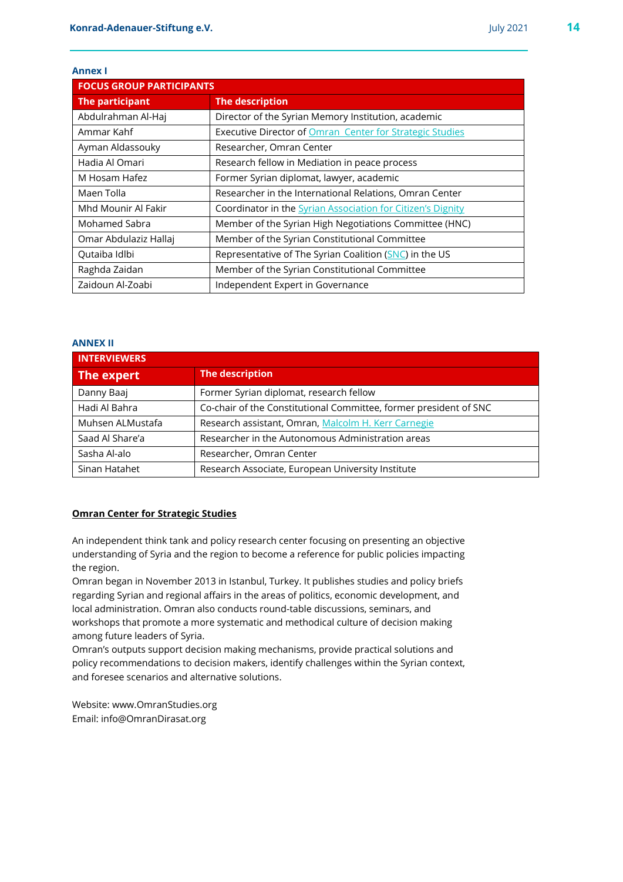**Annex I**

| FOCUS GROUP PARTICIPANTS | |
|---|---|
| **The participant** | **The description** |
| Abdulrahman Al-Haj | Director of the Syrian Memory Institution, academic |
| Ammar Kahf | Executive Director of Omran Center for Strategic Studies |
| Ayman Aldassouky | Researcher, Omran Center |
| Hadia Al Omari | Research fellow in Mediation in peace process |
| M Hosam Hafez | Former Syrian diplomat, lawyer, academic |
| Maen Tolla | Researcher in the International Relations, Omran Center |
| Mhd Mounir Al Fakir | Coordinator in the Syrian Association for Citizen's Dignity |
| Mohamed Sabra | Member of the Syrian High Negotiations Committee (HNC) |
| Omar Abdulaziz Hallaj | Member of the Syrian Constitutional Committee |
| Qutaiba Idlbi | Representative of The Syrian Coalition (SNC) in the US |
| Raghda Zaidan | Member of the Syrian Constitutional Committee |
| Zaidoun Al-Zoabi | Independent Expert in Governance |

**ANNEX II**

| INTERVIEWERS | |
|---|---|
| **The expert** | **The description** |
| Danny Baaj | Former Syrian diplomat, research fellow |
| Hadi Al Bahra | Co-chair of the Constitutional Committee, former president of SNC |
| Muhsen ALMustafa | Research assistant, Omran, Malcolm H. Kerr Carnegie |
| Saad Al Share'a | Researcher in the Autonomous Administration areas |
| Sasha Al-alo | Researcher, Omran Center |
| Sinan Hatahet | Research Associate, European University Institute |

**Omran Center for Strategic Studies**

An independent think tank and policy research center focusing on presenting an objective understanding of Syria and the region to become a reference for public policies impacting the region.
Omran began in November 2013 in Istanbul, Turkey. It publishes studies and policy briefs regarding Syrian and regional affairs in the areas of politics, economic development, and local administration. Omran also conducts round-table discussions, seminars, and workshops that promote a more systematic and methodical culture of decision making among future leaders of Syria.
Omran's outputs support decision making mechanisms, provide practical solutions and policy recommendations to decision makers, identify challenges within the Syrian context, and foresee scenarios and alternative solutions.

Website: www.OmranStudies.org
Email: info@OmranDirasat.org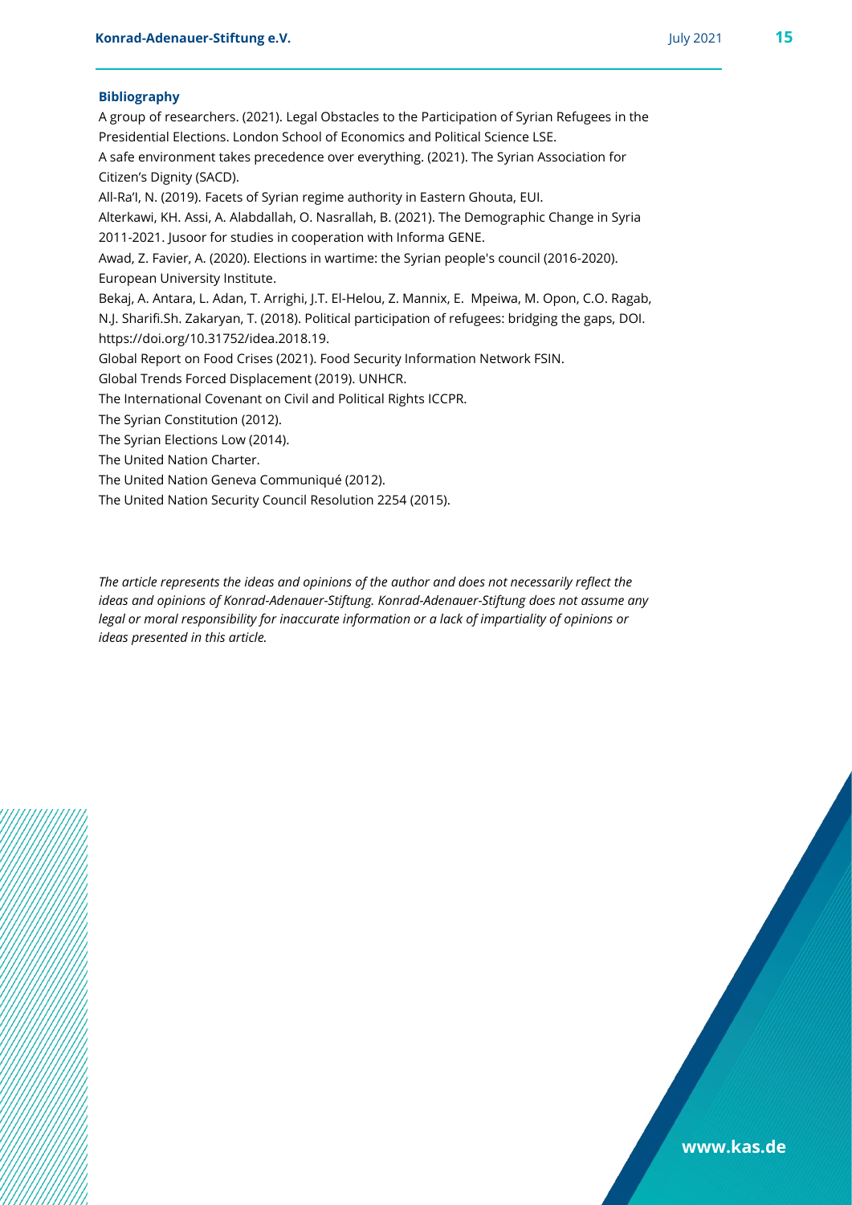### Bibliography

A group of researchers. (2021). Legal Obstacles to the Participation of Syrian Refugees in the Presidential Elections. London School of Economics and Political Science LSE.

A safe environment takes precedence over everything. (2021). The Syrian Association for Citizen's Dignity (SACD).

All-Ra'I, N. (2019). Facets of Syrian regime authority in Eastern Ghouta, EUI.

Alterkawi, KH. Assi, A. Alabdallah, O. Nasrallah, B. (2021). The Demographic Change in Syria 2011-2021. Jusoor for studies in cooperation with Informa GENE.

Awad, Z. Favier, A. (2020). Elections in wartime: the Syrian people's council (2016-2020). European University Institute.

Bekaj, A. Antara, L. Adan, T. Arrighi, J.T. El-Helou, Z. Mannix, E. Mpeiwa, M. Opon, C.O. Ragab, N.J. Sharifi.Sh. Zakaryan, T. (2018). Political participation of refugees: bridging the gaps, DOI. https://doi.org/10.31752/idea.2018.19.

Global Report on Food Crises (2021). Food Security Information Network FSIN.

Global Trends Forced Displacement (2019). UNHCR.

The International Covenant on Civil and Political Rights ICCPR.

The Syrian Constitution (2012).

The Syrian Elections Low (2014).

The United Nation Charter.

The United Nation Geneva Communiqué (2012).

The United Nation Security Council Resolution 2254 (2015).

*The article represents the ideas and opinions of the author and does not necessarily reflect the ideas and opinions of Konrad-Adenauer-Stiftung. Konrad-Adenauer-Stiftung does not assume any legal or moral responsibility for inaccurate information or a lack of impartiality of opinions or ideas presented in this article.*